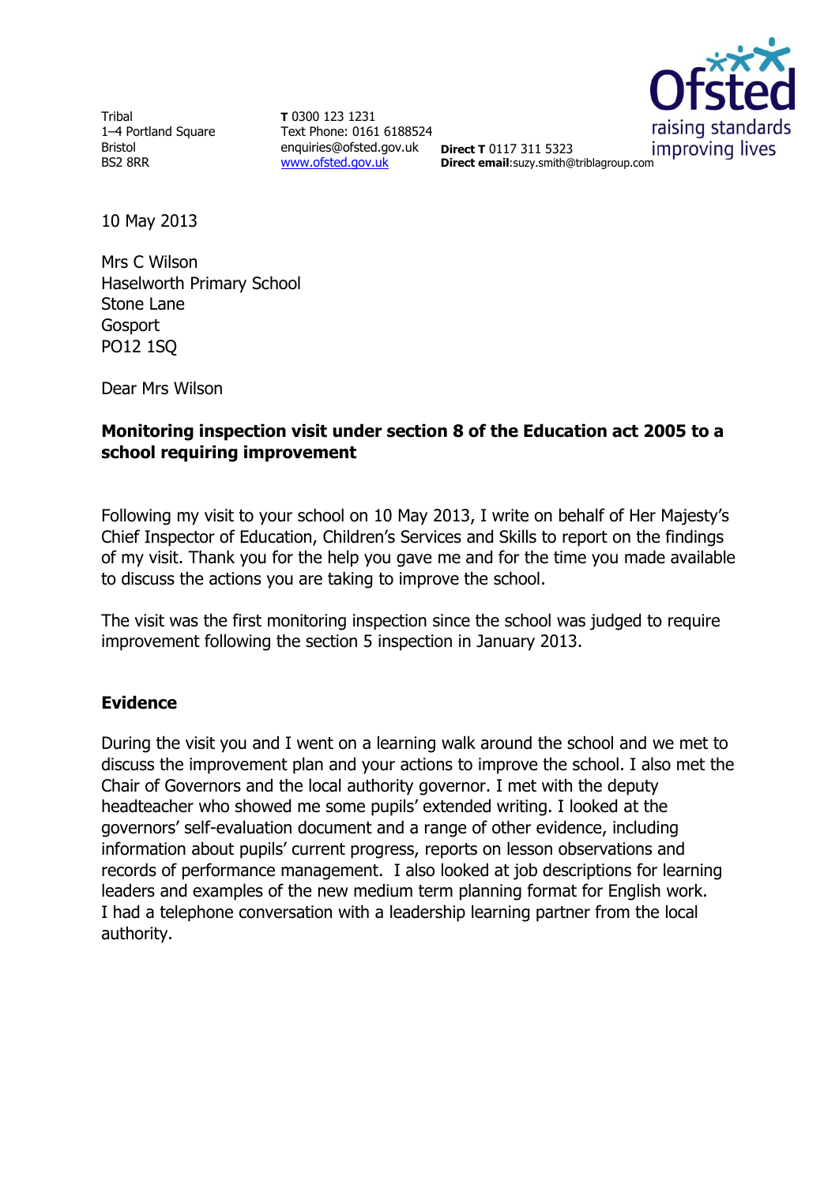Tribal
1–4 Portland Square
Bristol
BS2 8RR

**T** 0300 123 1231
Text Phone: 0161 6188524
enquiries@ofsted.gov.uk
www.ofsted.gov.uk

**Direct T** 0117 311 5323
**Direct email**:suzy.smith@triblagroup.com

10 May 2013

Mrs C Wilson
Haselworth Primary School
Stone Lane
Gosport
PO12 1SQ

Dear Mrs Wilson

**Monitoring inspection visit under section 8 of the Education act 2005 to a school requiring improvement**

Following my visit to your school on 10 May 2013, I write on behalf of Her Majesty's Chief Inspector of Education, Children's Services and Skills to report on the findings of my visit. Thank you for the help you gave me and for the time you made available to discuss the actions you are taking to improve the school.

The visit was the first monitoring inspection since the school was judged to require improvement following the section 5 inspection in January 2013.

## Evidence

During the visit you and I went on a learning walk around the school and we met to discuss the improvement plan and your actions to improve the school. I also met the Chair of Governors and the local authority governor. I met with the deputy headteacher who showed me some pupils' extended writing. I looked at the governors' self-evaluation document and a range of other evidence, including information about pupils' current progress, reports on lesson observations and records of performance management. I also looked at job descriptions for learning leaders and examples of the new medium term planning format for English work. I had a telephone conversation with a leadership learning partner from the local authority.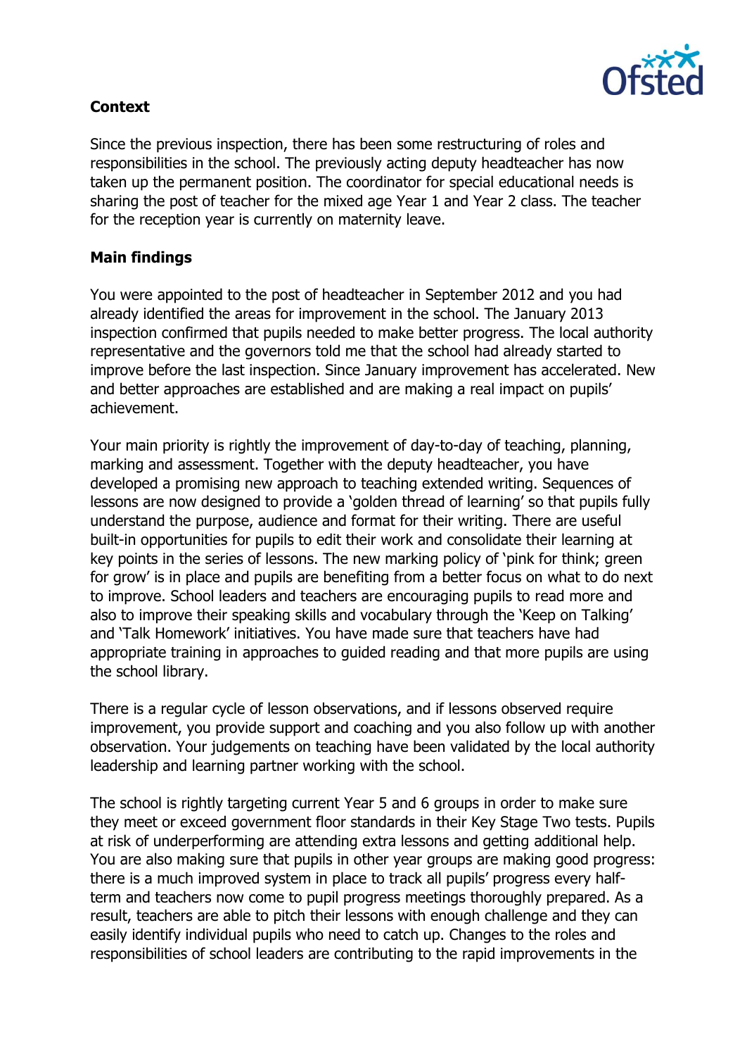## Context

Since the previous inspection, there has been some restructuring of roles and responsibilities in the school. The previously acting deputy headteacher has now taken up the permanent position. The coordinator for special educational needs is sharing the post of teacher for the mixed age Year 1 and Year 2 class. The teacher for the reception year is currently on maternity leave.

## Main findings

You were appointed to the post of headteacher in September 2012 and you had already identified the areas for improvement in the school. The January 2013 inspection confirmed that pupils needed to make better progress. The local authority representative and the governors told me that the school had already started to improve before the last inspection. Since January improvement has accelerated. New and better approaches are established and are making a real impact on pupils' achievement.

Your main priority is rightly the improvement of day-to-day of teaching, planning, marking and assessment. Together with the deputy headteacher, you have developed a promising new approach to teaching extended writing. Sequences of lessons are now designed to provide a 'golden thread of learning' so that pupils fully understand the purpose, audience and format for their writing. There are useful built-in opportunities for pupils to edit their work and consolidate their learning at key points in the series of lessons. The new marking policy of 'pink for think; green for grow' is in place and pupils are benefiting from a better focus on what to do next to improve. School leaders and teachers are encouraging pupils to read more and also to improve their speaking skills and vocabulary through the 'Keep on Talking' and 'Talk Homework' initiatives. You have made sure that teachers have had appropriate training in approaches to guided reading and that more pupils are using the school library.

There is a regular cycle of lesson observations, and if lessons observed require improvement, you provide support and coaching and you also follow up with another observation. Your judgements on teaching have been validated by the local authority leadership and learning partner working with the school.

The school is rightly targeting current Year 5 and 6 groups in order to make sure they meet or exceed government floor standards in their Key Stage Two tests. Pupils at risk of underperforming are attending extra lessons and getting additional help. You are also making sure that pupils in other year groups are making good progress: there is a much improved system in place to track all pupils' progress every half-term and teachers now come to pupil progress meetings thoroughly prepared. As a result, teachers are able to pitch their lessons with enough challenge and they can easily identify individual pupils who need to catch up. Changes to the roles and responsibilities of school leaders are contributing to the rapid improvements in the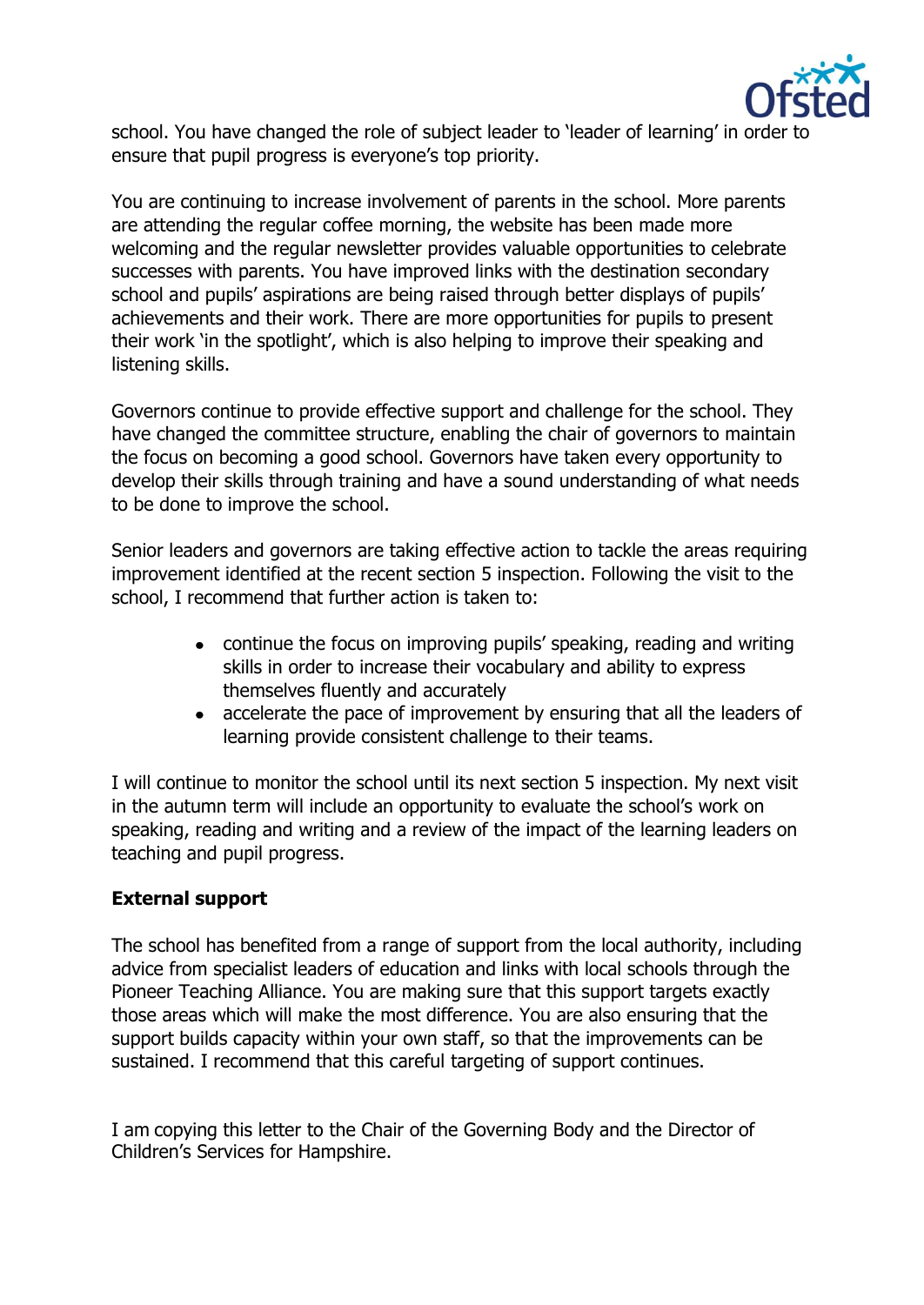school. You have changed the role of subject leader to 'leader of learning' in order to ensure that pupil progress is everyone's top priority.

You are continuing to increase involvement of parents in the school. More parents are attending the regular coffee morning, the website has been made more welcoming and the regular newsletter provides valuable opportunities to celebrate successes with parents. You have improved links with the destination secondary school and pupils' aspirations are being raised through better displays of pupils' achievements and their work. There are more opportunities for pupils to present their work 'in the spotlight', which is also helping to improve their speaking and listening skills.

Governors continue to provide effective support and challenge for the school. They have changed the committee structure, enabling the chair of governors to maintain the focus on becoming a good school. Governors have taken every opportunity to develop their skills through training and have a sound understanding of what needs to be done to improve the school.

Senior leaders and governors are taking effective action to tackle the areas requiring improvement identified at the recent section 5 inspection. Following the visit to the school, I recommend that further action is taken to:

- continue the focus on improving pupils' speaking, reading and writing skills in order to increase their vocabulary and ability to express themselves fluently and accurately
- accelerate the pace of improvement by ensuring that all the leaders of learning provide consistent challenge to their teams.

I will continue to monitor the school until its next section 5 inspection. My next visit in the autumn term will include an opportunity to evaluate the school's work on speaking, reading and writing and a review of the impact of the learning leaders on teaching and pupil progress.

**External support**

The school has benefited from a range of support from the local authority, including advice from specialist leaders of education and links with local schools through the Pioneer Teaching Alliance. You are making sure that this support targets exactly those areas which will make the most difference. You are also ensuring that the support builds capacity within your own staff, so that the improvements can be sustained. I recommend that this careful targeting of support continues.

I am copying this letter to the Chair of the Governing Body and the Director of Children's Services for Hampshire.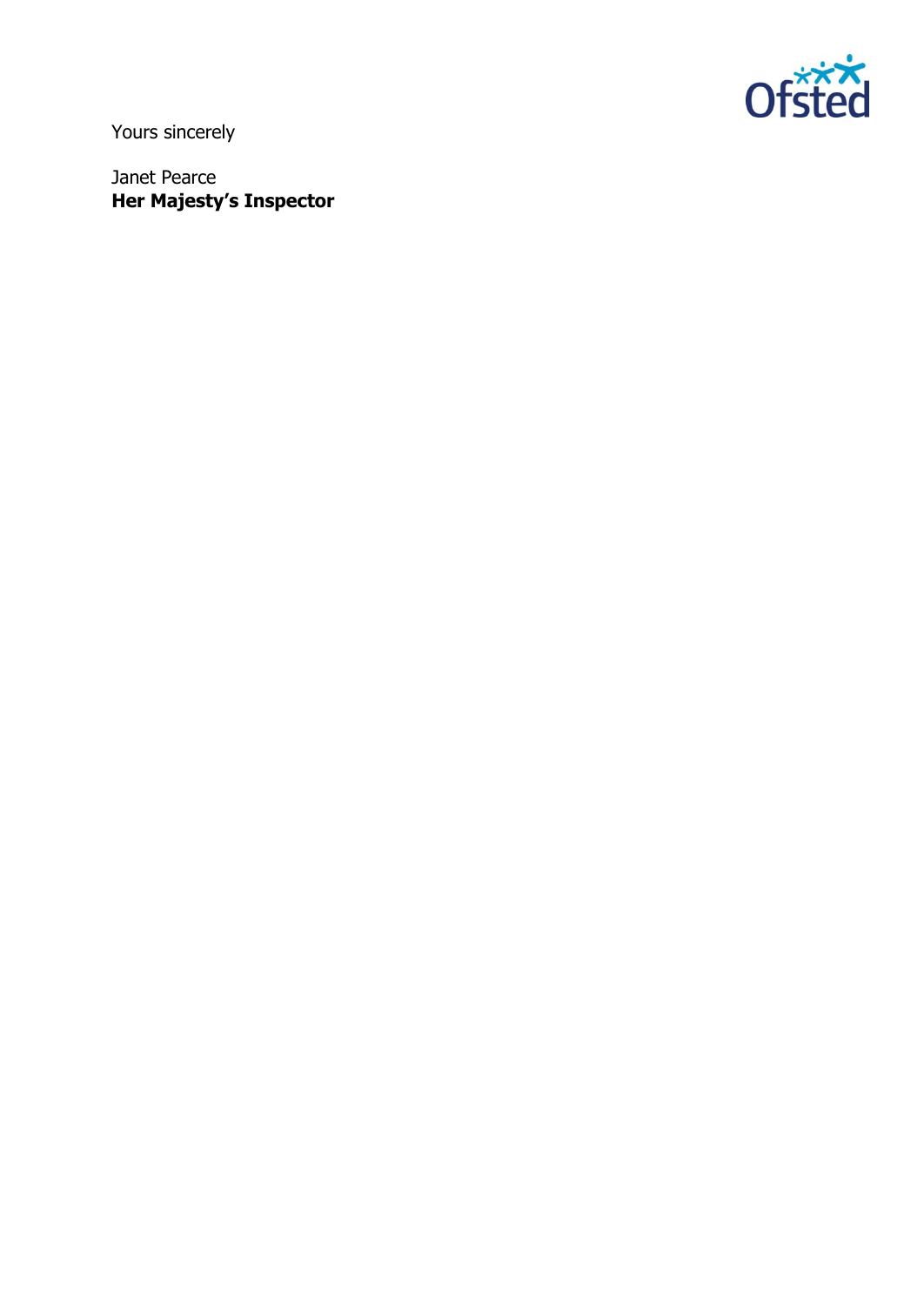Yours sincerely

Janet Pearce
**Her Majesty's Inspector**